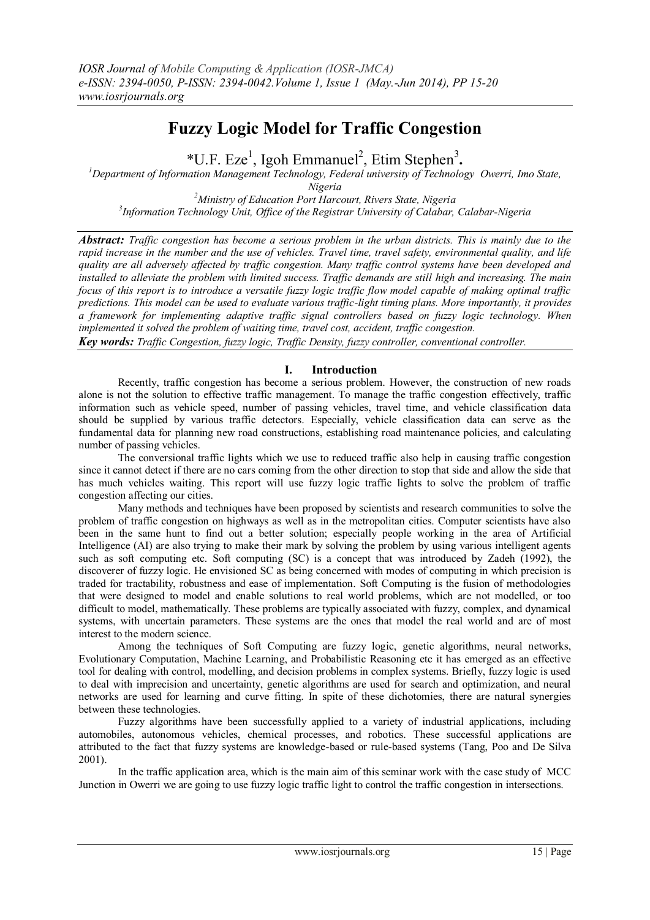# Fuzzy Logic Model for Traffic Congestion

*U.F. Eze[1], Igoh Emmanuel[2], Etim Stephen[3].

[1]Department of Information Management Technology, Federal university of Technology Owerri, Imo State, Nigeria

[2]Ministry of Education Port Harcourt, Rivers State, Nigeria

[3]Information Technology Unit, Office of the Registrar University of Calabar, Calabar-Nigeria

***Abstract:*** *Traffic congestion has become a serious problem in the urban districts. This is mainly due to the rapid increase in the number and the use of vehicles. Travel time, travel safety, environmental quality, and life quality are all adversely affected by traffic congestion. Many traffic control systems have been developed and installed to alleviate the problem with limited success. Traffic demands are still high and increasing. The main focus of this report is to introduce a versatile fuzzy logic traffic flow model capable of making optimal traffic predictions. This model can be used to evaluate various traffic-light timing plans. More importantly, it provides a framework for implementing adaptive traffic signal controllers based on fuzzy logic technology. When implemented it solved the problem of waiting time, travel cost, accident, traffic congestion.*

***Key words:*** *Traffic Congestion, fuzzy logic, Traffic Density, fuzzy controller, conventional controller.*

## I. Introduction

Recently, traffic congestion has become a serious problem. However, the construction of new roads alone is not the solution to effective traffic management. To manage the traffic congestion effectively, traffic information such as vehicle speed, number of passing vehicles, travel time, and vehicle classification data should be supplied by various traffic detectors. Especially, vehicle classification data can serve as the fundamental data for planning new road constructions, establishing road maintenance policies, and calculating number of passing vehicles.

The conversional traffic lights which we use to reduced traffic also help in causing traffic congestion since it cannot detect if there are no cars coming from the other direction to stop that side and allow the side that has much vehicles waiting. This report will use fuzzy logic traffic lights to solve the problem of traffic congestion affecting our cities.

Many methods and techniques have been proposed by scientists and research communities to solve the problem of traffic congestion on highways as well as in the metropolitan cities. Computer scientists have also been in the same hunt to find out a better solution; especially people working in the area of Artificial Intelligence (AI) are also trying to make their mark by solving the problem by using various intelligent agents such as soft computing etc. Soft computing (SC) is a concept that was introduced by Zadeh (1992), the discoverer of fuzzy logic. He envisioned SC as being concerned with modes of computing in which precision is traded for tractability, robustness and ease of implementation. Soft Computing is the fusion of methodologies that were designed to model and enable solutions to real world problems, which are not modelled, or too difficult to model, mathematically. These problems are typically associated with fuzzy, complex, and dynamical systems, with uncertain parameters. These systems are the ones that model the real world and are of most interest to the modern science.

Among the techniques of Soft Computing are fuzzy logic, genetic algorithms, neural networks, Evolutionary Computation, Machine Learning, and Probabilistic Reasoning etc it has emerged as an effective tool for dealing with control, modelling, and decision problems in complex systems. Briefly, fuzzy logic is used to deal with imprecision and uncertainty, genetic algorithms are used for search and optimization, and neural networks are used for learning and curve fitting. In spite of these dichotomies, there are natural synergies between these technologies.

Fuzzy algorithms have been successfully applied to a variety of industrial applications, including automobiles, autonomous vehicles, chemical processes, and robotics. These successful applications are attributed to the fact that fuzzy systems are knowledge-based or rule-based systems (Tang, Poo and De Silva 2001).

In the traffic application area, which is the main aim of this seminar work with the case study of MCC Junction in Owerri we are going to use fuzzy logic traffic light to control the traffic congestion in intersections.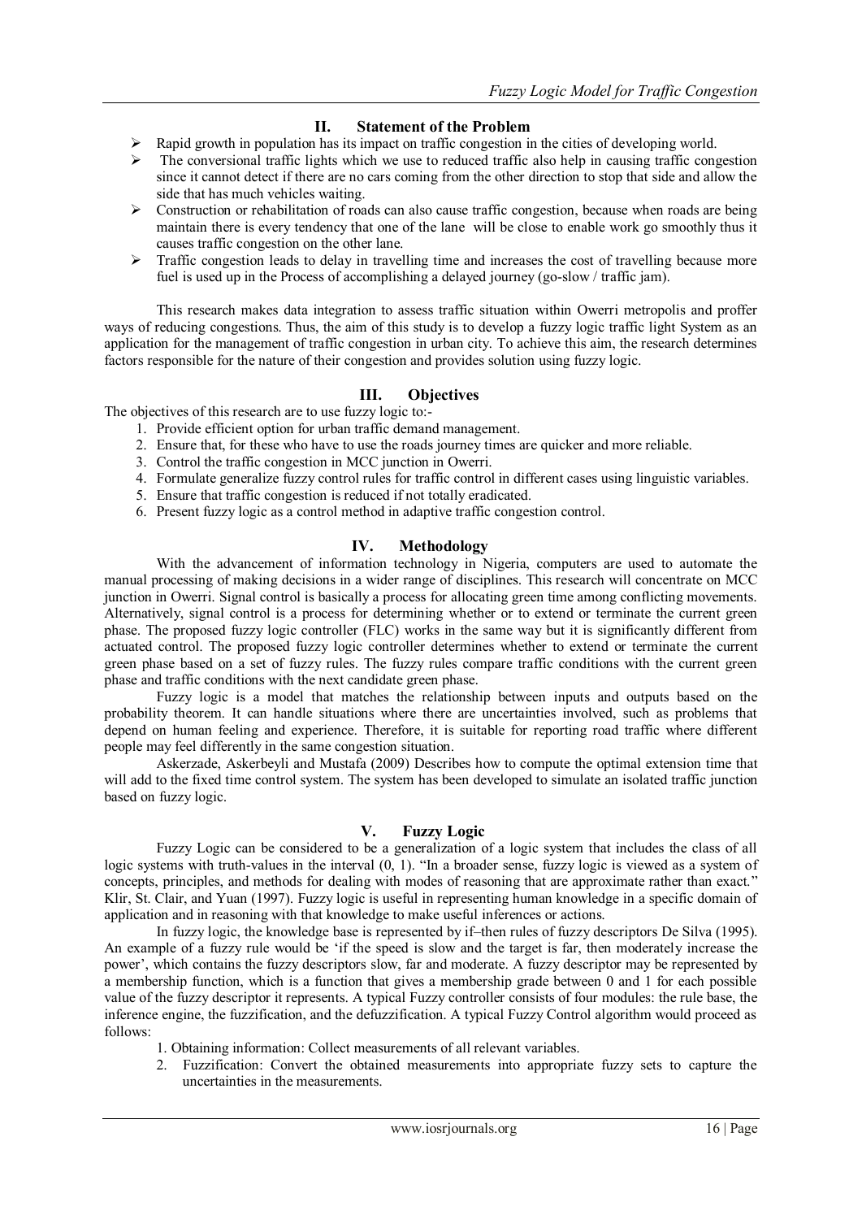## II. Statement of the Problem

- Rapid growth in population has its impact on traffic congestion in the cities of developing world.
- The conversional traffic lights which we use to reduced traffic also help in causing traffic congestion since it cannot detect if there are no cars coming from the other direction to stop that side and allow the side that has much vehicles waiting.
- Construction or rehabilitation of roads can also cause traffic congestion, because when roads are being maintain there is every tendency that one of the lane will be close to enable work go smoothly thus it causes traffic congestion on the other lane.
- Traffic congestion leads to delay in travelling time and increases the cost of travelling because more fuel is used up in the Process of accomplishing a delayed journey (go-slow / traffic jam).

This research makes data integration to assess traffic situation within Owerri metropolis and proffer ways of reducing congestions. Thus, the aim of this study is to develop a fuzzy logic traffic light System as an application for the management of traffic congestion in urban city. To achieve this aim, the research determines factors responsible for the nature of their congestion and provides solution using fuzzy logic.

## III. Objectives

The objectives of this research are to use fuzzy logic to:-

1. Provide efficient option for urban traffic demand management.
2. Ensure that, for these who have to use the roads journey times are quicker and more reliable.
3. Control the traffic congestion in MCC junction in Owerri.
4. Formulate generalize fuzzy control rules for traffic control in different cases using linguistic variables.
5. Ensure that traffic congestion is reduced if not totally eradicated.
6. Present fuzzy logic as a control method in adaptive traffic congestion control.

## IV. Methodology

With the advancement of information technology in Nigeria, computers are used to automate the manual processing of making decisions in a wider range of disciplines. This research will concentrate on MCC junction in Owerri. Signal control is basically a process for allocating green time among conflicting movements. Alternatively, signal control is a process for determining whether or to extend or terminate the current green phase. The proposed fuzzy logic controller (FLC) works in the same way but it is significantly different from actuated control. The proposed fuzzy logic controller determines whether to extend or terminate the current green phase based on a set of fuzzy rules. The fuzzy rules compare traffic conditions with the current green phase and traffic conditions with the next candidate green phase.

Fuzzy logic is a model that matches the relationship between inputs and outputs based on the probability theorem. It can handle situations where there are uncertainties involved, such as problems that depend on human feeling and experience. Therefore, it is suitable for reporting road traffic where different people may feel differently in the same congestion situation.

Askerzade, Askerbeyli and Mustafa (2009) Describes how to compute the optimal extension time that will add to the fixed time control system. The system has been developed to simulate an isolated traffic junction based on fuzzy logic.

## V. Fuzzy Logic

Fuzzy Logic can be considered to be a generalization of a logic system that includes the class of all logic systems with truth-values in the interval (0, 1). "In a broader sense, fuzzy logic is viewed as a system of concepts, principles, and methods for dealing with modes of reasoning that are approximate rather than exact." Klir, St. Clair, and Yuan (1997). Fuzzy logic is useful in representing human knowledge in a specific domain of application and in reasoning with that knowledge to make useful inferences or actions.

In fuzzy logic, the knowledge base is represented by if–then rules of fuzzy descriptors De Silva (1995). An example of a fuzzy rule would be 'if the speed is slow and the target is far, then moderately increase the power', which contains the fuzzy descriptors slow, far and moderate. A fuzzy descriptor may be represented by a membership function, which is a function that gives a membership grade between 0 and 1 for each possible value of the fuzzy descriptor it represents. A typical Fuzzy controller consists of four modules: the rule base, the inference engine, the fuzzification, and the defuzzification. A typical Fuzzy Control algorithm would proceed as follows:

1. Obtaining information: Collect measurements of all relevant variables.
2. Fuzzification: Convert the obtained measurements into appropriate fuzzy sets to capture the uncertainties in the measurements.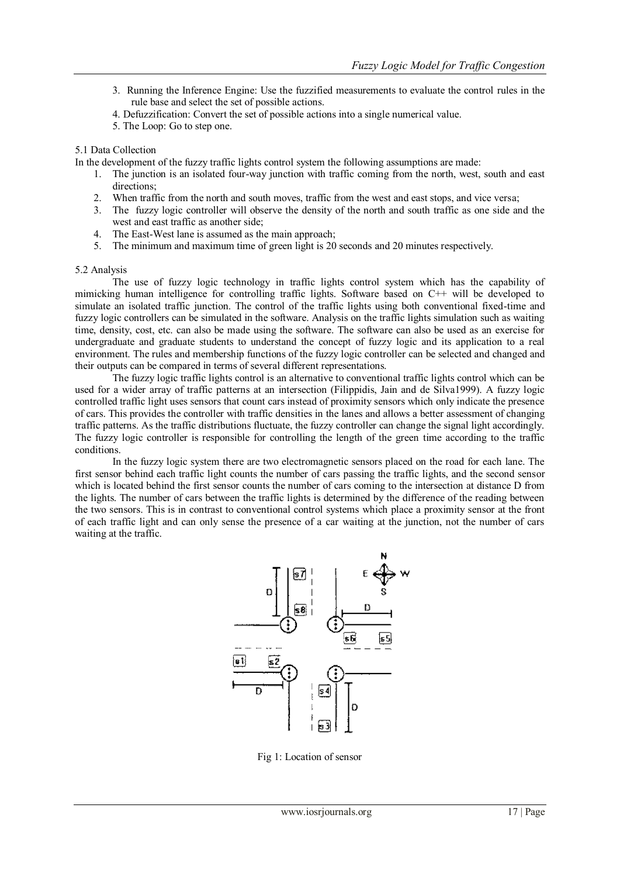3. Running the Inference Engine: Use the fuzzified measurements to evaluate the control rules in the rule base and select the set of possible actions.
4. Defuzzification: Convert the set of possible actions into a single numerical value.
5. The Loop: Go to step one.

5.1 Data Collection

In the development of the fuzzy traffic lights control system the following assumptions are made:

1. The junction is an isolated four-way junction with traffic coming from the north, west, south and east directions;
2. When traffic from the north and south moves, traffic from the west and east stops, and vice versa;
3. The fuzzy logic controller will observe the density of the north and south traffic as one side and the west and east traffic as another side;
4. The East-West lane is assumed as the main approach;
5. The minimum and maximum time of green light is 20 seconds and 20 minutes respectively.

5.2 Analysis

The use of fuzzy logic technology in traffic lights control system which has the capability of mimicking human intelligence for controlling traffic lights. Software based on C++ will be developed to simulate an isolated traffic junction. The control of the traffic lights using both conventional fixed-time and fuzzy logic controllers can be simulated in the software. Analysis on the traffic lights simulation such as waiting time, density, cost, etc. can also be made using the software. The software can also be used as an exercise for undergraduate and graduate students to understand the concept of fuzzy logic and its application to a real environment. The rules and membership functions of the fuzzy logic controller can be selected and changed and their outputs can be compared in terms of several different representations.

The fuzzy logic traffic lights control is an alternative to conventional traffic lights control which can be used for a wider array of traffic patterns at an intersection (Filippidis, Jain and de Silva1999). A fuzzy logic controlled traffic light uses sensors that count cars instead of proximity sensors which only indicate the presence of cars. This provides the controller with traffic densities in the lanes and allows a better assessment of changing traffic patterns. As the traffic distributions fluctuate, the fuzzy controller can change the signal light accordingly. The fuzzy logic controller is responsible for controlling the length of the green time according to the traffic conditions.

In the fuzzy logic system there are two electromagnetic sensors placed on the road for each lane. The first sensor behind each traffic light counts the number of cars passing the traffic lights, and the second sensor which is located behind the first sensor counts the number of cars coming to the intersection at distance D from the lights. The number of cars between the traffic lights is determined by the difference of the reading between the two sensors. This is in contrast to conventional control systems which place a proximity sensor at the front of each traffic light and can only sense the presence of a car waiting at the junction, not the number of cars waiting at the traffic.

Fig 1: Location of sensor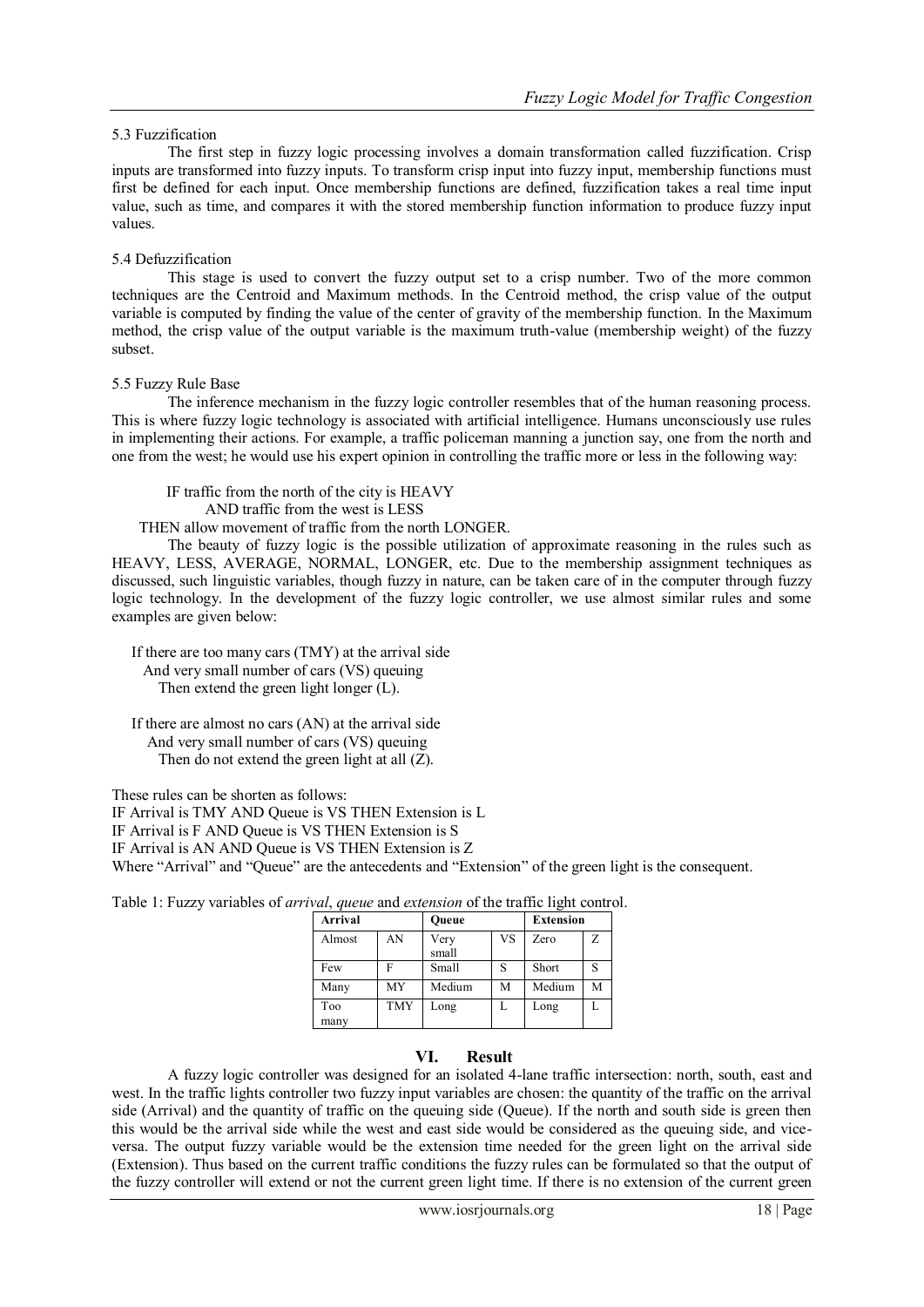### 5.3 Fuzzification

The first step in fuzzy logic processing involves a domain transformation called fuzzification. Crisp inputs are transformed into fuzzy inputs. To transform crisp input into fuzzy input, membership functions must first be defined for each input. Once membership functions are defined, fuzzification takes a real time input value, such as time, and compares it with the stored membership function information to produce fuzzy input values.

### 5.4 Defuzzification

This stage is used to convert the fuzzy output set to a crisp number. Two of the more common techniques are the Centroid and Maximum methods. In the Centroid method, the crisp value of the output variable is computed by finding the value of the center of gravity of the membership function. In the Maximum method, the crisp value of the output variable is the maximum truth-value (membership weight) of the fuzzy subset.

### 5.5 Fuzzy Rule Base

The inference mechanism in the fuzzy logic controller resembles that of the human reasoning process. This is where fuzzy logic technology is associated with artificial intelligence. Humans unconsciously use rules in implementing their actions. For example, a traffic policeman manning a junction say, one from the north and one from the west; he would use his expert opinion in controlling the traffic more or less in the following way:

IF traffic from the north of the city is HEAVY
AND traffic from the west is LESS
THEN allow movement of traffic from the north LONGER.

The beauty of fuzzy logic is the possible utilization of approximate reasoning in the rules such as HEAVY, LESS, AVERAGE, NORMAL, LONGER, etc. Due to the membership assignment techniques as discussed, such linguistic variables, though fuzzy in nature, can be taken care of in the computer through fuzzy logic technology. In the development of the fuzzy logic controller, we use almost similar rules and some examples are given below:

If there are too many cars (TMY) at the arrival side
And very small number of cars (VS) queuing
Then extend the green light longer (L).

If there are almost no cars (AN) at the arrival side
And very small number of cars (VS) queuing
Then do not extend the green light at all (Z).

These rules can be shorten as follows:
IF Arrival is TMY AND Queue is VS THEN Extension is L
IF Arrival is F AND Queue is VS THEN Extension is S
IF Arrival is AN AND Queue is VS THEN Extension is Z
Where "Arrival" and "Queue" are the antecedents and "Extension" of the green light is the consequent.

Table 1: Fuzzy variables of *arrival*, *queue* and *extension* of the traffic light control.

| **Arrival** | | **Queue** | | **Extension** | |
|---|---|---|---|---|---|
| Almost | AN | Very small | VS | Zero | Z |
| Few | F | Small | S | Short | S |
| Many | MY | Medium | M | Medium | M |
| Too many | TMY | Long | L | Long | L |

## VI. Result

A fuzzy logic controller was designed for an isolated 4-lane traffic intersection: north, south, east and west. In the traffic lights controller two fuzzy input variables are chosen: the quantity of the traffic on the arrival side (Arrival) and the quantity of traffic on the queuing side (Queue). If the north and south side is green then this would be the arrival side while the west and east side would be considered as the queuing side, and vice-versa. The output fuzzy variable would be the extension time needed for the green light on the arrival side (Extension). Thus based on the current traffic conditions the fuzzy rules can be formulated so that the output of the fuzzy controller will extend or not the current green light time. If there is no extension of the current green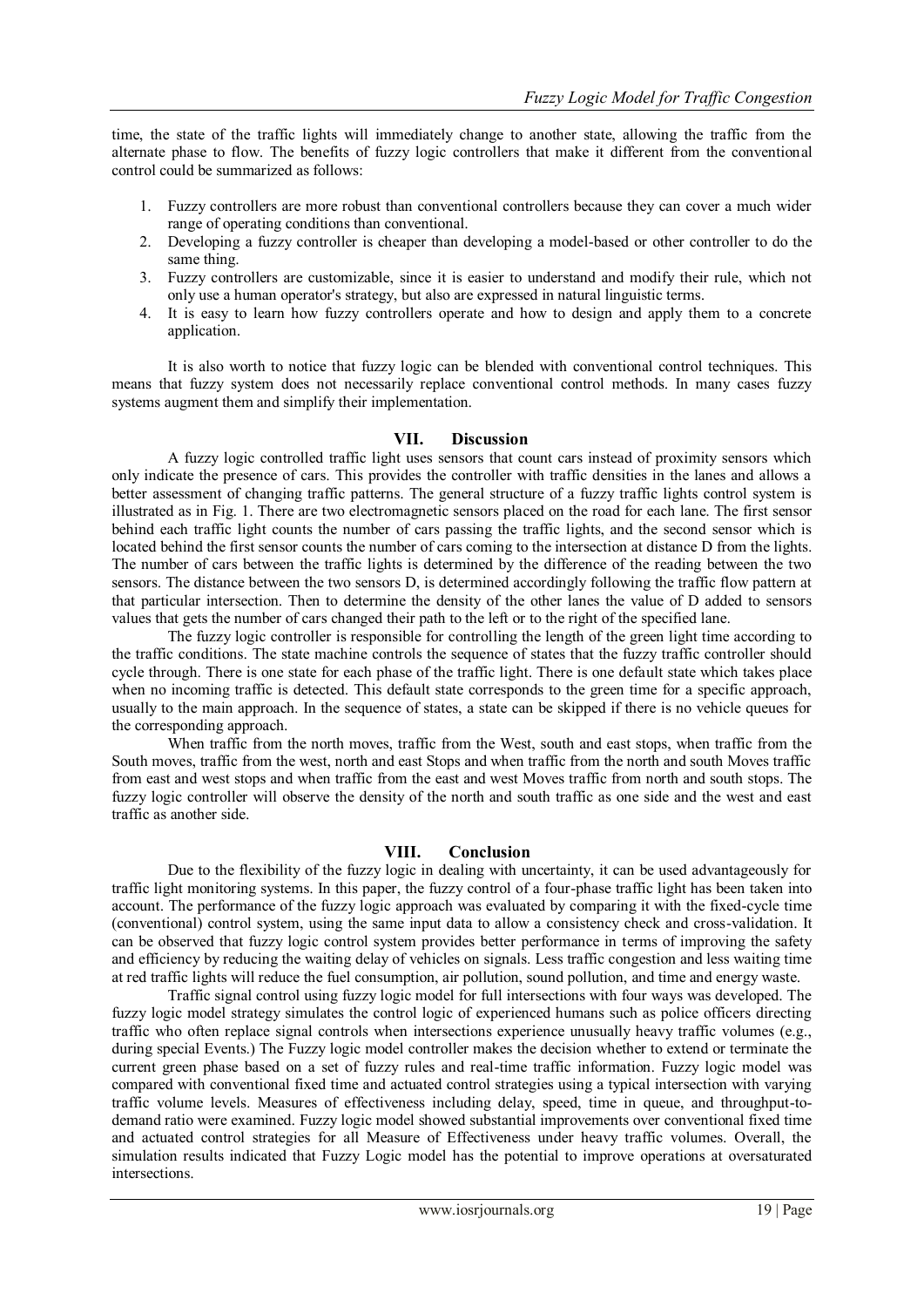time, the state of the traffic lights will immediately change to another state, allowing the traffic from the alternate phase to flow. The benefits of fuzzy logic controllers that make it different from the conventional control could be summarized as follows:

1. Fuzzy controllers are more robust than conventional controllers because they can cover a much wider range of operating conditions than conventional.
2. Developing a fuzzy controller is cheaper than developing a model-based or other controller to do the same thing.
3. Fuzzy controllers are customizable, since it is easier to understand and modify their rule, which not only use a human operator's strategy, but also are expressed in natural linguistic terms.
4. It is easy to learn how fuzzy controllers operate and how to design and apply them to a concrete application.

It is also worth to notice that fuzzy logic can be blended with conventional control techniques. This means that fuzzy system does not necessarily replace conventional control methods. In many cases fuzzy systems augment them and simplify their implementation.

## VII. Discussion

A fuzzy logic controlled traffic light uses sensors that count cars instead of proximity sensors which only indicate the presence of cars. This provides the controller with traffic densities in the lanes and allows a better assessment of changing traffic patterns. The general structure of a fuzzy traffic lights control system is illustrated as in Fig. 1. There are two electromagnetic sensors placed on the road for each lane. The first sensor behind each traffic light counts the number of cars passing the traffic lights, and the second sensor which is located behind the first sensor counts the number of cars coming to the intersection at distance D from the lights. The number of cars between the traffic lights is determined by the difference of the reading between the two sensors. The distance between the two sensors D, is determined accordingly following the traffic flow pattern at that particular intersection. Then to determine the density of the other lanes the value of D added to sensors values that gets the number of cars changed their path to the left or to the right of the specified lane.

The fuzzy logic controller is responsible for controlling the length of the green light time according to the traffic conditions. The state machine controls the sequence of states that the fuzzy traffic controller should cycle through. There is one state for each phase of the traffic light. There is one default state which takes place when no incoming traffic is detected. This default state corresponds to the green time for a specific approach, usually to the main approach. In the sequence of states, a state can be skipped if there is no vehicle queues for the corresponding approach.

When traffic from the north moves, traffic from the West, south and east stops, when traffic from the South moves, traffic from the west, north and east Stops and when traffic from the north and south Moves traffic from east and west stops and when traffic from the east and west Moves traffic from north and south stops. The fuzzy logic controller will observe the density of the north and south traffic as one side and the west and east traffic as another side.

## VIII. Conclusion

Due to the flexibility of the fuzzy logic in dealing with uncertainty, it can be used advantageously for traffic light monitoring systems. In this paper, the fuzzy control of a four-phase traffic light has been taken into account. The performance of the fuzzy logic approach was evaluated by comparing it with the fixed-cycle time (conventional) control system, using the same input data to allow a consistency check and cross-validation. It can be observed that fuzzy logic control system provides better performance in terms of improving the safety and efficiency by reducing the waiting delay of vehicles on signals. Less traffic congestion and less waiting time at red traffic lights will reduce the fuel consumption, air pollution, sound pollution, and time and energy waste.

Traffic signal control using fuzzy logic model for full intersections with four ways was developed. The fuzzy logic model strategy simulates the control logic of experienced humans such as police officers directing traffic who often replace signal controls when intersections experience unusually heavy traffic volumes (e.g., during special Events.) The Fuzzy logic model controller makes the decision whether to extend or terminate the current green phase based on a set of fuzzy rules and real-time traffic information. Fuzzy logic model was compared with conventional fixed time and actuated control strategies using a typical intersection with varying traffic volume levels. Measures of effectiveness including delay, speed, time in queue, and throughput-to-demand ratio were examined. Fuzzy logic model showed substantial improvements over conventional fixed time and actuated control strategies for all Measure of Effectiveness under heavy traffic volumes. Overall, the simulation results indicated that Fuzzy Logic model has the potential to improve operations at oversaturated intersections.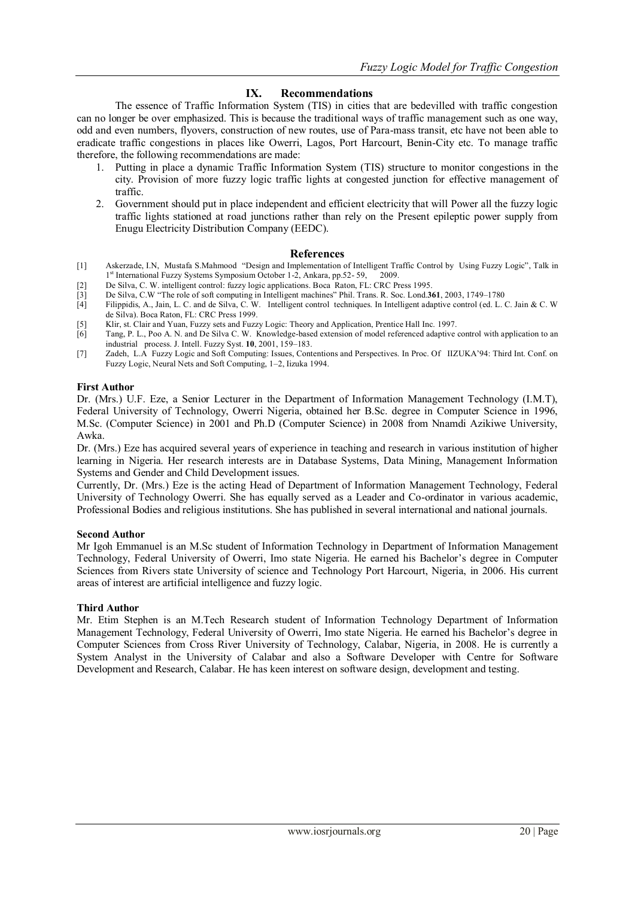## IX. Recommendations

The essence of Traffic Information System (TIS) in cities that are bedevilled with traffic congestion can no longer be over emphasized. This is because the traditional ways of traffic management such as one way, odd and even numbers, flyovers, construction of new routes, use of Para-mass transit, etc have not been able to eradicate traffic congestions in places like Owerri, Lagos, Port Harcourt, Benin-City etc. To manage traffic therefore, the following recommendations are made:

1. Putting in place a dynamic Traffic Information System (TIS) structure to monitor congestions in the city. Provision of more fuzzy logic traffic lights at congested junction for effective management of traffic.
2. Government should put in place independent and efficient electricity that will Power all the fuzzy logic traffic lights stationed at road junctions rather than rely on the Present epileptic power supply from Enugu Electricity Distribution Company (EEDC).

## References

[1] Askerzade, I.N, Mustafa S.Mahmood "Design and Implementation of Intelligent Traffic Control by Using Fuzzy Logic", Talk in 1st International Fuzzy Systems Symposium October 1-2, Ankara, pp.52- 59, 2009.

[2] De Silva, C. W. intelligent control: fuzzy logic applications. Boca Raton, FL: CRC Press 1995.

[3] De Silva, C.W "The role of soft computing in Intelligent machines" Phil. Trans. R. Soc. Lond.**361**, 2003, 1749–1780

[4] Filippidis, A., Jain, L. C. and de Silva, C. W. Intelligent control techniques. In Intelligent adaptive control (ed. L. C. Jain & C. W de Silva). Boca Raton, FL: CRC Press 1999.

[5] Klir, st. Clair and Yuan, Fuzzy sets and Fuzzy Logic: Theory and Application, Prentice Hall Inc. 1997.

[6] Tang, P. L., Poo A. N. and De Silva C. W. Knowledge-based extension of model referenced adaptive control with application to an industrial process. J. Intell. Fuzzy Syst. **10**, 2001, 159–183.

[7] Zadeh, L.A Fuzzy Logic and Soft Computing: Issues, Contentions and Perspectives. In Proc. Of IIZUKA'94: Third Int. Conf. on Fuzzy Logic, Neural Nets and Soft Computing, 1–2, Iizuka 1994.

**First Author**

Dr. (Mrs.) U.F. Eze, a Senior Lecturer in the Department of Information Management Technology (I.M.T), Federal University of Technology, Owerri Nigeria, obtained her B.Sc. degree in Computer Science in 1996, M.Sc. (Computer Science) in 2001 and Ph.D (Computer Science) in 2008 from Nnamdi Azikiwe University, Awka.

Dr. (Mrs.) Eze has acquired several years of experience in teaching and research in various institution of higher learning in Nigeria. Her research interests are in Database Systems, Data Mining, Management Information Systems and Gender and Child Development issues.

Currently, Dr. (Mrs.) Eze is the acting Head of Department of Information Management Technology, Federal University of Technology Owerri. She has equally served as a Leader and Co-ordinator in various academic, Professional Bodies and religious institutions. She has published in several international and national journals.

**Second Author**

Mr Igoh Emmanuel is an M.Sc student of Information Technology in Department of Information Management Technology, Federal University of Owerri, Imo state Nigeria. He earned his Bachelor's degree in Computer Sciences from Rivers state University of science and Technology Port Harcourt, Nigeria, in 2006. His current areas of interest are artificial intelligence and fuzzy logic.

**Third Author**

Mr. Etim Stephen is an M.Tech Research student of Information Technology Department of Information Management Technology, Federal University of Owerri, Imo state Nigeria. He earned his Bachelor's degree in Computer Sciences from Cross River University of Technology, Calabar, Nigeria, in 2008. He is currently a System Analyst in the University of Calabar and also a Software Developer with Centre for Software Development and Research, Calabar. He has keen interest on software design, development and testing.